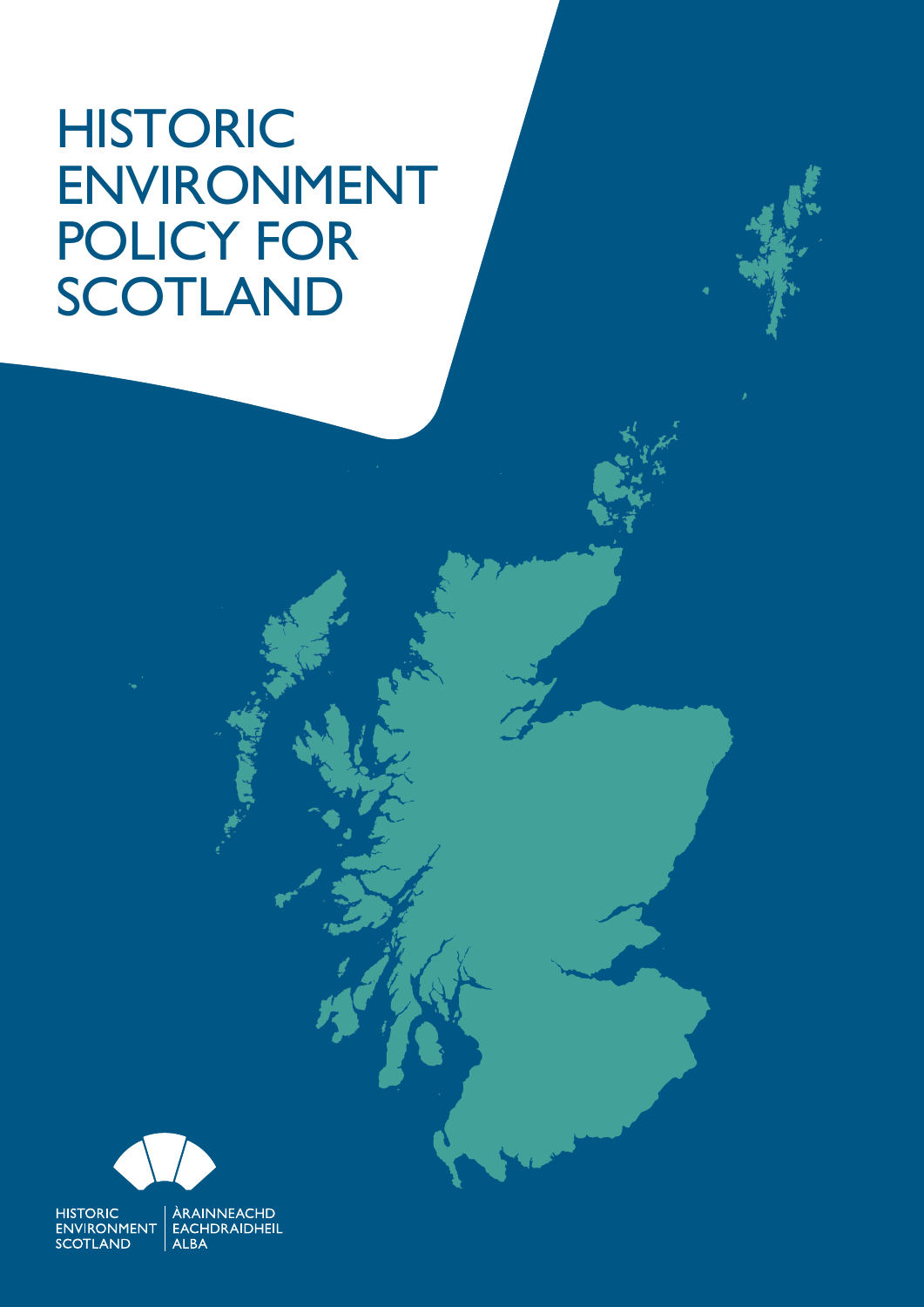# HISTORIC ENVIRONMENT POLICY FOR SCOTLAND

HISTORIC ENVIRONMENT SCOTLAND

ÀRAINNEACHD EACHDRAIDHEIL ALBA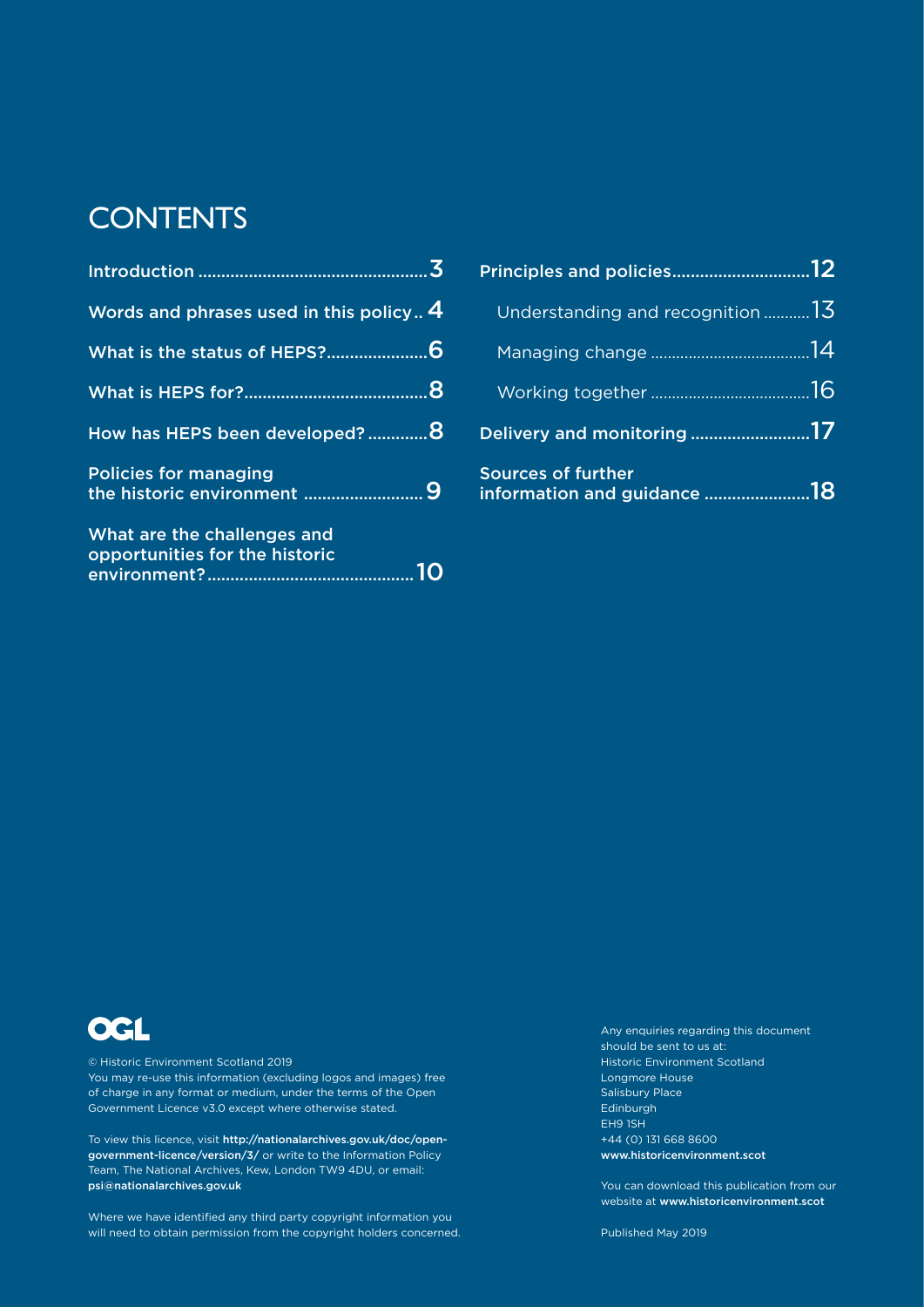# CONTENTS

- Introduction ................................................ 3
- Words and phrases used in this policy .. 4
- What is the status of HEPS? ..................... 6
- What is HEPS for? ...................................... 8
- How has HEPS been developed? ............ 8
- Policies for managing the historic environment ......................... 9
- What are the challenges and opportunities for the historic environment? ........................................... 10
- Principles and policies ............................. 12
  - Understanding and recognition ........... 13
  - Managing change ..................................... 14
  - Working together ..................................... 16
- Delivery and monitoring .......................... 17
- Sources of further information and guidance ....................... 18

OGL

© Historic Environment Scotland 2019
You may re-use this information (excluding logos and images) free of charge in any format or medium, under the terms of the Open Government Licence v3.0 except where otherwise stated.

To view this licence, visit **http://nationalarchives.gov.uk/doc/open-government-licence/version/3/** or write to the Information Policy Team, The National Archives, Kew, London TW9 4DU, or email: **psi@nationalarchives.gov.uk**

Where we have identified any third party copyright information you will need to obtain permission from the copyright holders concerned.

Any enquiries regarding this document should be sent to us at:
Historic Environment Scotland
Longmore House
Salisbury Place
Edinburgh
EH9 1SH
+44 (0) 131 668 8600
**www.historicenvironment.scot**

You can download this publication from our website at **www.historicenvironment.scot**

Published May 2019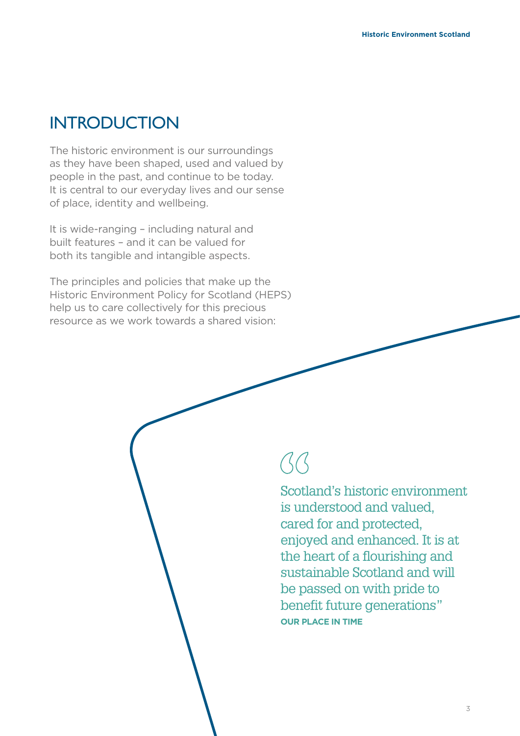# INTRODUCTION

The historic environment is our surroundings as they have been shaped, used and valued by people in the past, and continue to be today. It is central to our everyday lives and our sense of place, identity and wellbeing.

It is wide-ranging – including natural and built features – and it can be valued for both its tangible and intangible aspects.

The principles and policies that make up the Historic Environment Policy for Scotland (HEPS) help us to care collectively for this precious resource as we work towards a shared vision:

> "Scotland's historic environment is understood and valued, cared for and protected, enjoyed and enhanced. It is at the heart of a flourishing and sustainable Scotland and will be passed on with pride to benefit future generations"
>
> **OUR PLACE IN TIME**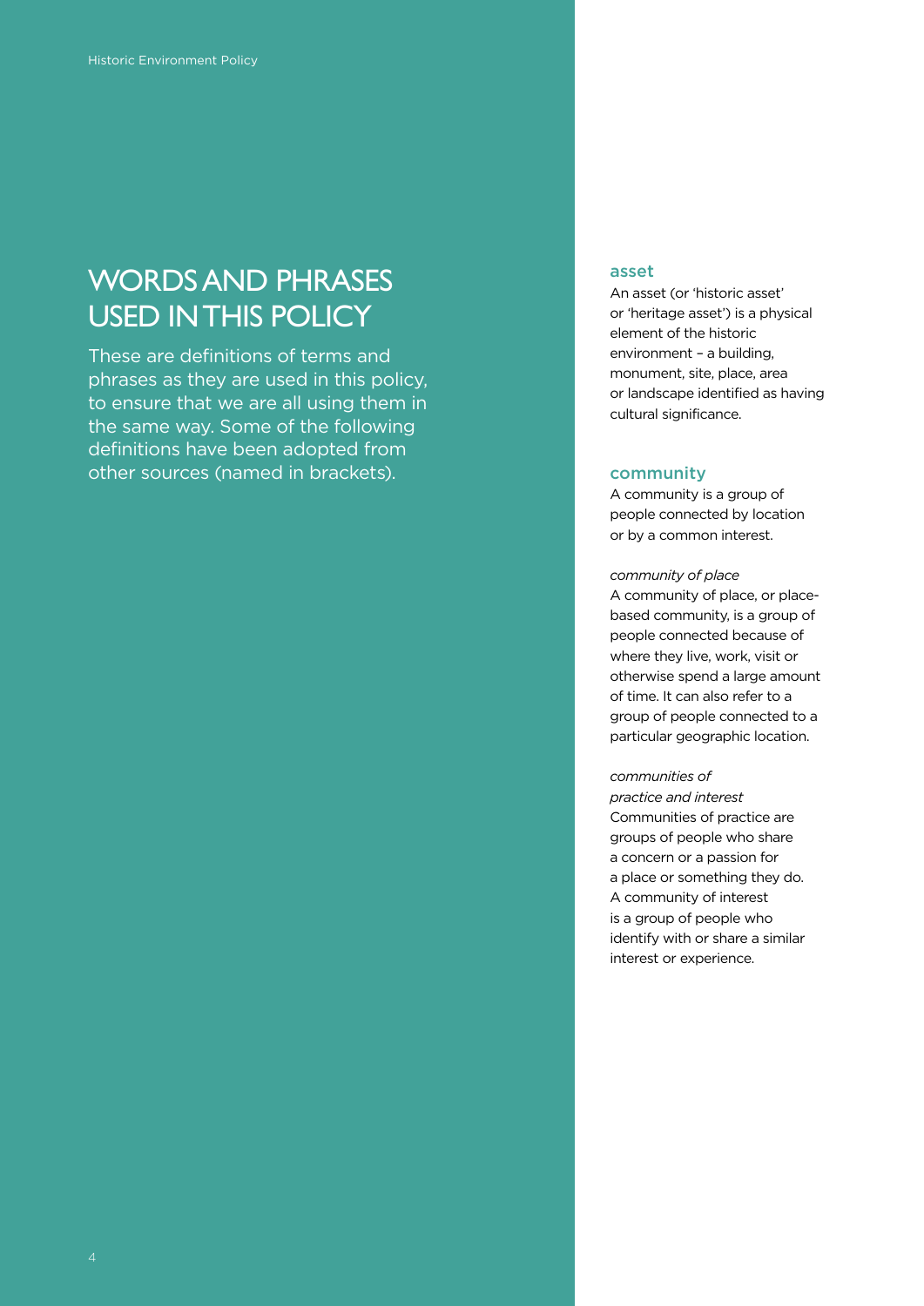# WORDS AND PHRASES USED IN THIS POLICY

These are definitions of terms and phrases as they are used in this policy, to ensure that we are all using them in the same way. Some of the following definitions have been adopted from other sources (named in brackets).

### asset

An asset (or 'historic asset' or 'heritage asset') is a physical element of the historic environment – a building, monument, site, place, area or landscape identified as having cultural significance.

### community

A community is a group of people connected by location or by a common interest.

*community of place*

A community of place, or place-based community, is a group of people connected because of where they live, work, visit or otherwise spend a large amount of time. It can also refer to a group of people connected to a particular geographic location.

*communities of practice and interest*

Communities of practice are groups of people who share a concern or a passion for a place or something they do. A community of interest is a group of people who identify with or share a similar interest or experience.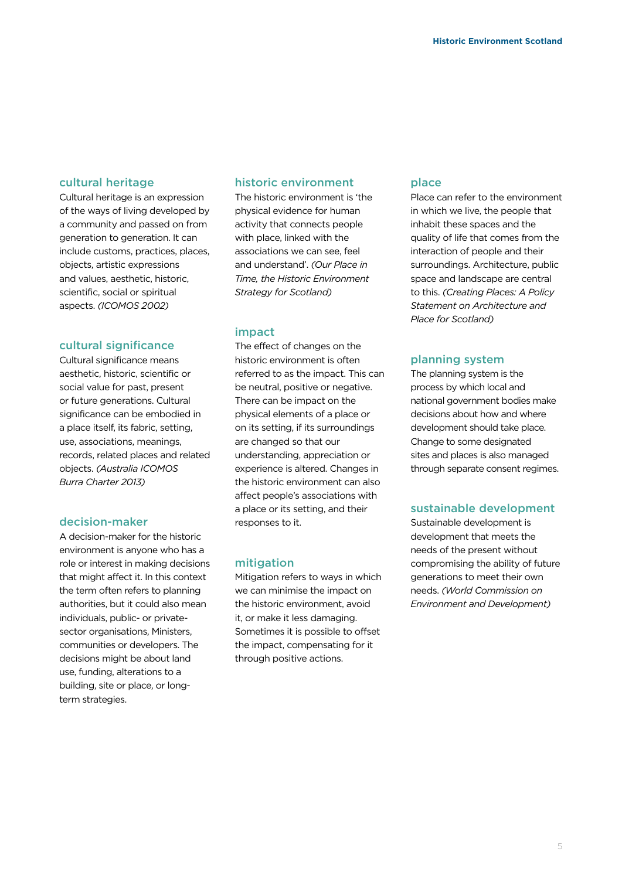### cultural heritage

Cultural heritage is an expression of the ways of living developed by a community and passed on from generation to generation. It can include customs, practices, places, objects, artistic expressions and values, aesthetic, historic, scientific, social or spiritual aspects. *(ICOMOS 2002)*

### cultural significance

Cultural significance means aesthetic, historic, scientific or social value for past, present or future generations. Cultural significance can be embodied in a place itself, its fabric, setting, use, associations, meanings, records, related places and related objects. *(Australia ICOMOS Burra Charter 2013)*

### decision-maker

A decision-maker for the historic environment is anyone who has a role or interest in making decisions that might affect it. In this context the term often refers to planning authorities, but it could also mean individuals, public- or private-sector organisations, Ministers, communities or developers. The decisions might be about land use, funding, alterations to a building, site or place, or long-term strategies.

### historic environment

The historic environment is 'the physical evidence for human activity that connects people with place, linked with the associations we can see, feel and understand'. *(Our Place in Time, the Historic Environment Strategy for Scotland)*

### impact

The effect of changes on the historic environment is often referred to as the impact. This can be neutral, positive or negative. There can be impact on the physical elements of a place or on its setting, if its surroundings are changed so that our understanding, appreciation or experience is altered. Changes in the historic environment can also affect people's associations with a place or its setting, and their responses to it.

### mitigation

Mitigation refers to ways in which we can minimise the impact on the historic environment, avoid it, or make it less damaging. Sometimes it is possible to offset the impact, compensating for it through positive actions.

### place

Place can refer to the environment in which we live, the people that inhabit these spaces and the quality of life that comes from the interaction of people and their surroundings. Architecture, public space and landscape are central to this. *(Creating Places: A Policy Statement on Architecture and Place for Scotland)*

### planning system

The planning system is the process by which local and national government bodies make decisions about how and where development should take place. Change to some designated sites and places is also managed through separate consent regimes.

### sustainable development

Sustainable development is development that meets the needs of the present without compromising the ability of future generations to meet their own needs. *(World Commission on Environment and Development)*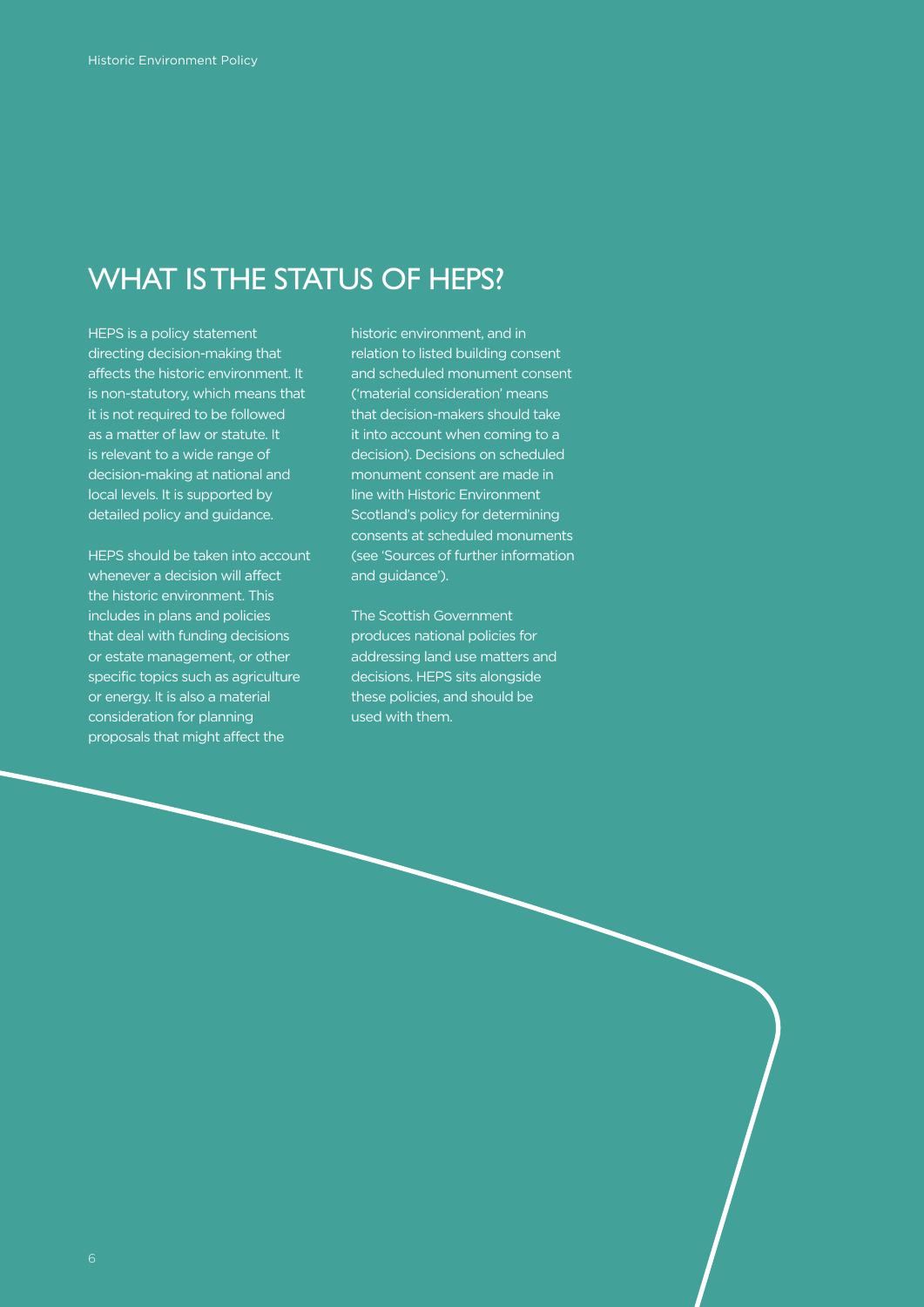## WHAT IS THE STATUS OF HEPS?

HEPS is a policy statement directing decision-making that affects the historic environment. It is non-statutory, which means that it is not required to be followed as a matter of law or statute. It is relevant to a wide range of decision-making at national and local levels. It is supported by detailed policy and guidance.

HEPS should be taken into account whenever a decision will affect the historic environment. This includes in plans and policies that deal with funding decisions or estate management, or other specific topics such as agriculture or energy. It is also a material consideration for planning proposals that might affect the historic environment, and in relation to listed building consent and scheduled monument consent ('material consideration' means that decision-makers should take it into account when coming to a decision). Decisions on scheduled monument consent are made in line with Historic Environment Scotland's policy for determining consents at scheduled monuments (see 'Sources of further information and guidance').

The Scottish Government produces national policies for addressing land use matters and decisions. HEPS sits alongside these policies, and should be used with them.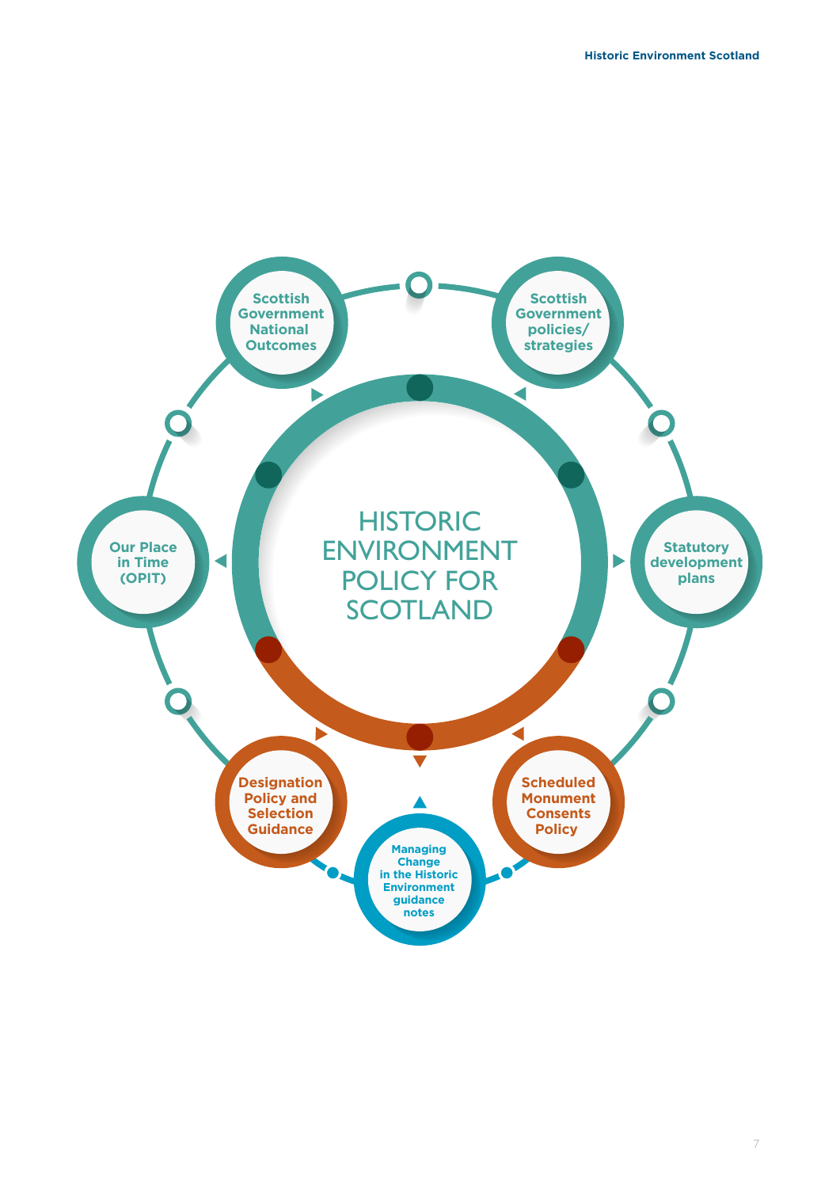# HISTORIC ENVIRONMENT POLICY FOR SCOTLAND

- Scottish Government National Outcomes
- Scottish Government policies/ strategies
- Statutory development plans
- Scheduled Monument Consents Policy
- Managing Change in the Historic Environment guidance notes
- Designation Policy and Selection Guidance
- Our Place in Time (OPIT)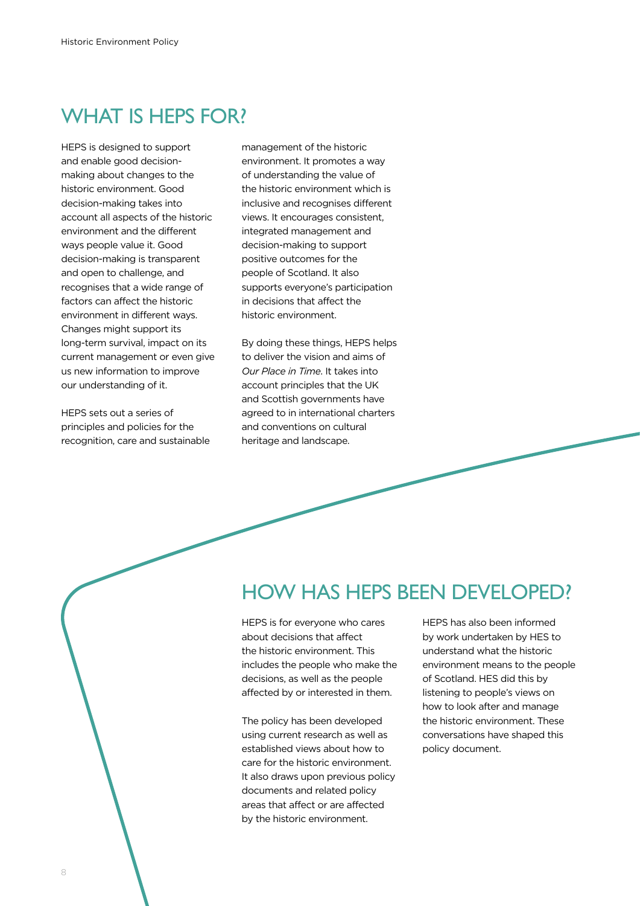## WHAT IS HEPS FOR?

HEPS is designed to support and enable good decision-making about changes to the historic environment. Good decision-making takes into account all aspects of the historic environment and the different ways people value it. Good decision-making is transparent and open to challenge, and recognises that a wide range of factors can affect the historic environment in different ways. Changes might support its long-term survival, impact on its current management or even give us new information to improve our understanding of it.

HEPS sets out a series of principles and policies for the recognition, care and sustainable management of the historic environment. It promotes a way of understanding the value of the historic environment which is inclusive and recognises different views. It encourages consistent, integrated management and decision-making to support positive outcomes for the people of Scotland. It also supports everyone's participation in decisions that affect the historic environment.

By doing these things, HEPS helps to deliver the vision and aims of *Our Place in Time*. It takes into account principles that the UK and Scottish governments have agreed to in international charters and conventions on cultural heritage and landscape.

## HOW HAS HEPS BEEN DEVELOPED?

HEPS is for everyone who cares about decisions that affect the historic environment. This includes the people who make the decisions, as well as the people affected by or interested in them.

The policy has been developed using current research as well as established views about how to care for the historic environment. It also draws upon previous policy documents and related policy areas that affect or are affected by the historic environment.

HEPS has also been informed by work undertaken by HES to understand what the historic environment means to the people of Scotland. HES did this by listening to people's views on how to look after and manage the historic environment. These conversations have shaped this policy document.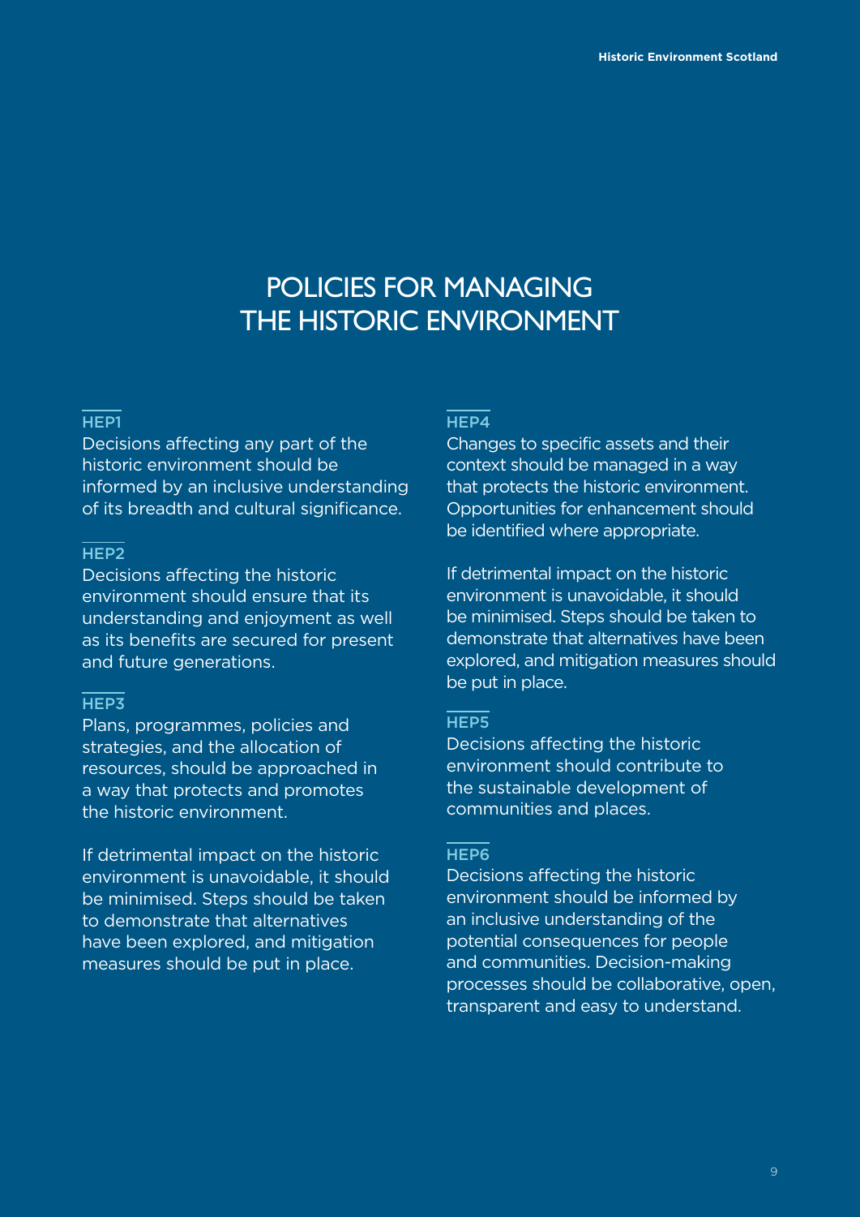# POLICIES FOR MANAGING THE HISTORIC ENVIRONMENT

### HEP1

Decisions affecting any part of the historic environment should be informed by an inclusive understanding of its breadth and cultural significance.

### HEP2

Decisions affecting the historic environment should ensure that its understanding and enjoyment as well as its benefits are secured for present and future generations.

### HEP3

Plans, programmes, policies and strategies, and the allocation of resources, should be approached in a way that protects and promotes the historic environment.

If detrimental impact on the historic environment is unavoidable, it should be minimised. Steps should be taken to demonstrate that alternatives have been explored, and mitigation measures should be put in place.

### HEP4

Changes to specific assets and their context should be managed in a way that protects the historic environment. Opportunities for enhancement should be identified where appropriate.

If detrimental impact on the historic environment is unavoidable, it should be minimised. Steps should be taken to demonstrate that alternatives have been explored, and mitigation measures should be put in place.

### HEP5

Decisions affecting the historic environment should contribute to the sustainable development of communities and places.

### HEP6

Decisions affecting the historic environment should be informed by an inclusive understanding of the potential consequences for people and communities. Decision-making processes should be collaborative, open, transparent and easy to understand.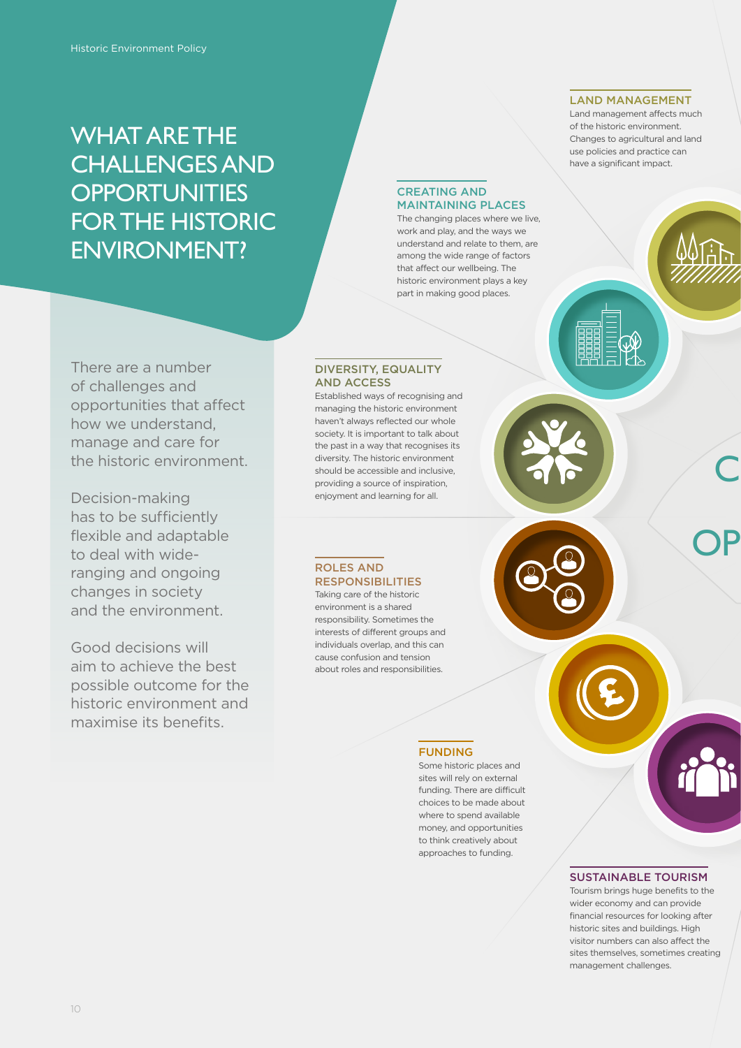# WHAT ARE THE CHALLENGES AND OPPORTUNITIES FOR THE HISTORIC ENVIRONMENT?

There are a number of challenges and opportunities that affect how we understand, manage and care for the historic environment.

Decision-making has to be sufficiently flexible and adaptable to deal with wide-ranging and ongoing changes in society and the environment.

Good decisions will aim to achieve the best possible outcome for the historic environment and maximise its benefits.

### LAND MANAGEMENT

Land management affects much of the historic environment. Changes to agricultural and land use policies and practice can have a significant impact.

### CREATING AND MAINTAINING PLACES

The changing places where we live, work and play, and the ways we understand and relate to them, are among the wide range of factors that affect our wellbeing. The historic environment plays a key part in making good places.

### DIVERSITY, EQUALITY AND ACCESS

Established ways of recognising and managing the historic environment haven't always reflected our whole society. It is important to talk about the past in a way that recognises its diversity. The historic environment should be accessible and inclusive, providing a source of inspiration, enjoyment and learning for all.

### ROLES AND RESPONSIBILITIES

Taking care of the historic environment is a shared responsibility. Sometimes the interests of different groups and individuals overlap, and this can cause confusion and tension about roles and responsibilities.

### FUNDING

Some historic places and sites will rely on external funding. There are difficult choices to be made about where to spend available money, and opportunities to think creatively about approaches to funding.

### SUSTAINABLE TOURISM

Tourism brings huge benefits to the wider economy and can provide financial resources for looking after historic sites and buildings. High visitor numbers can also affect the sites themselves, sometimes creating management challenges.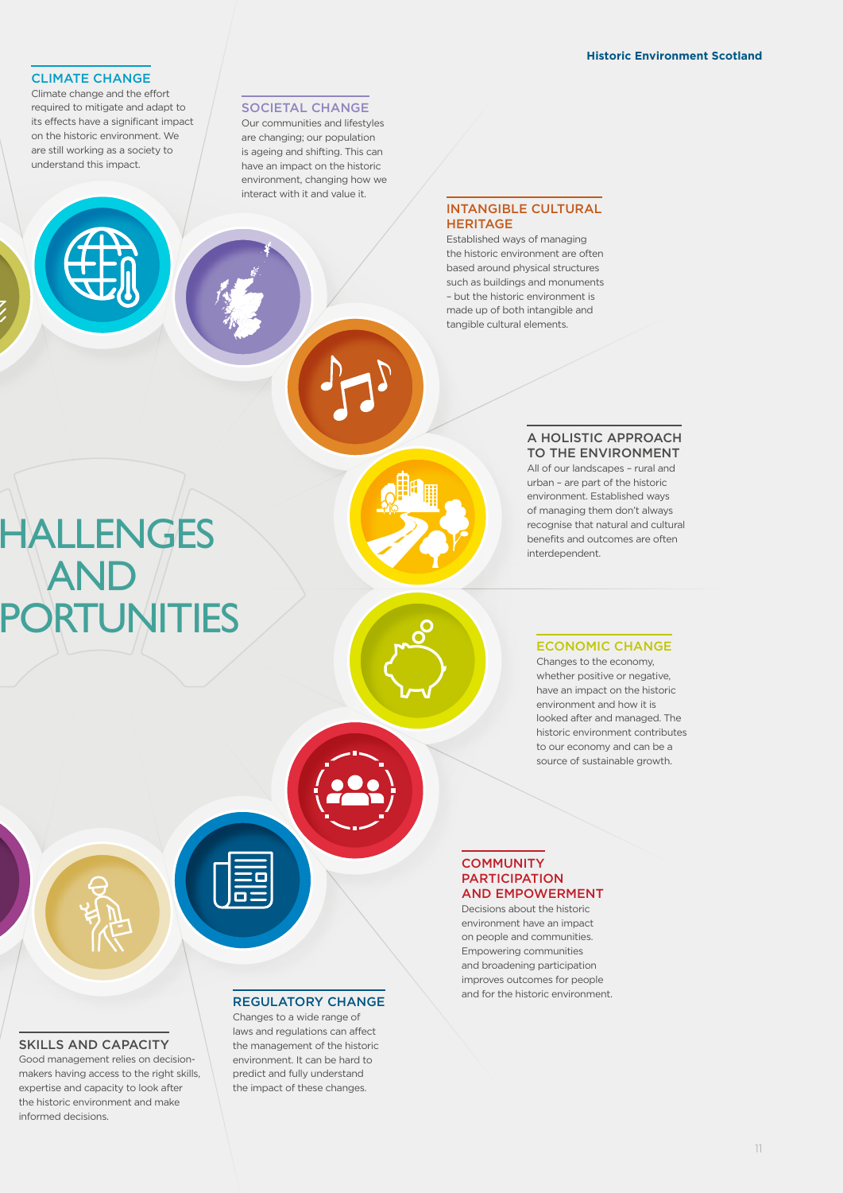# HALLENGES AND PORTUNITIES

## CLIMATE CHANGE

Climate change and the effort required to mitigate and adapt to its effects have a significant impact on the historic environment. We are still working as a society to understand this impact.

## SOCIETAL CHANGE

Our communities and lifestyles are changing; our population is ageing and shifting. This can have an impact on the historic environment, changing how we interact with it and value it.

## INTANGIBLE CULTURAL HERITAGE

Established ways of managing the historic environment are often based around physical structures such as buildings and monuments – but the historic environment is made up of both intangible and tangible cultural elements.

## A HOLISTIC APPROACH TO THE ENVIRONMENT

All of our landscapes – rural and urban – are part of the historic environment. Established ways of managing them don't always recognise that natural and cultural benefits and outcomes are often interdependent.

## ECONOMIC CHANGE

Changes to the economy, whether positive or negative, have an impact on the historic environment and how it is looked after and managed. The historic environment contributes to our economy and can be a source of sustainable growth.

## COMMUNITY PARTICIPATION AND EMPOWERMENT

Decisions about the historic environment have an impact on people and communities. Empowering communities and broadening participation improves outcomes for people and for the historic environment.

## REGULATORY CHANGE

Changes to a wide range of laws and regulations can affect the management of the historic environment. It can be hard to predict and fully understand the impact of these changes.

## SKILLS AND CAPACITY

Good management relies on decision-makers having access to the right skills, expertise and capacity to look after the historic environment and make informed decisions.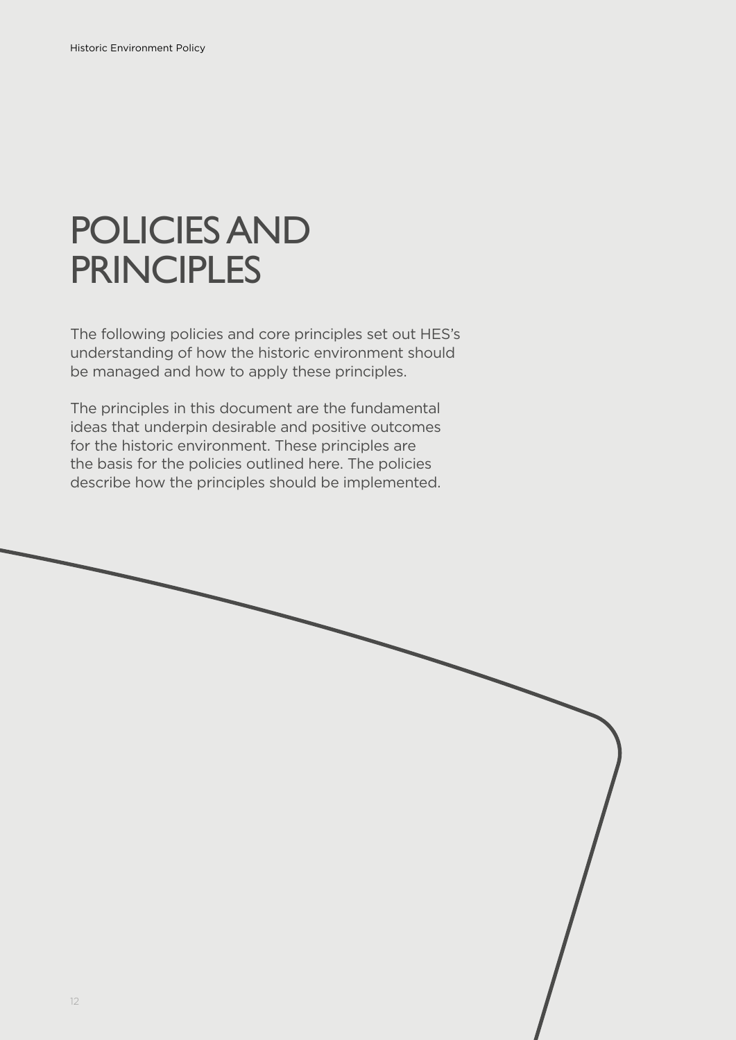# POLICIES AND PRINCIPLES

The following policies and core principles set out HES's understanding of how the historic environment should be managed and how to apply these principles.

The principles in this document are the fundamental ideas that underpin desirable and positive outcomes for the historic environment. These principles are the basis for the policies outlined here. The policies describe how the principles should be implemented.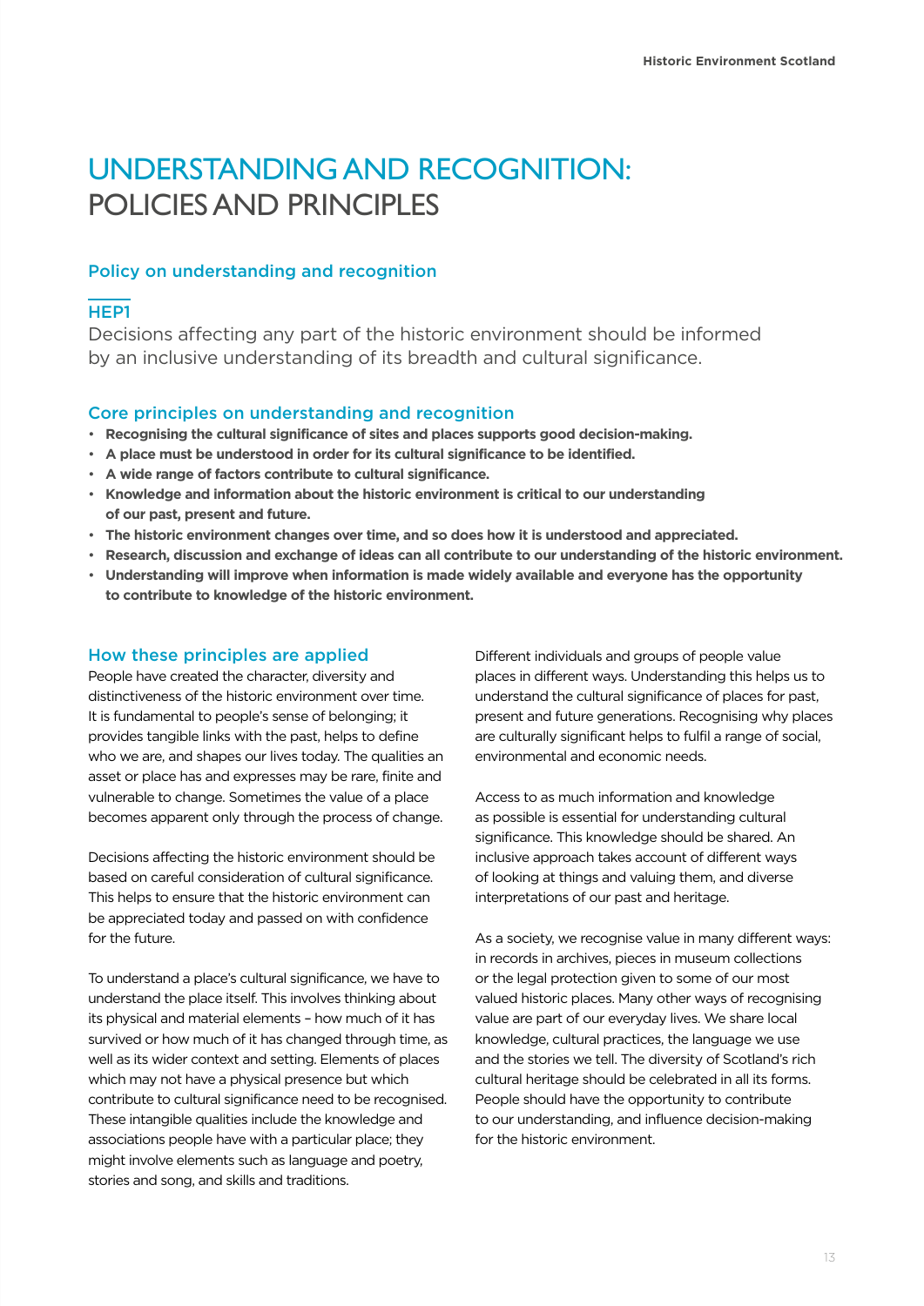# UNDERSTANDING AND RECOGNITION: POLICIES AND PRINCIPLES

## Policy on understanding and recognition

### HEP1

Decisions affecting any part of the historic environment should be informed by an inclusive understanding of its breadth and cultural significance.

## Core principles on understanding and recognition

- **Recognising the cultural significance of sites and places supports good decision-making.**
- **A place must be understood in order for its cultural significance to be identified.**
- **A wide range of factors contribute to cultural significance.**
- **Knowledge and information about the historic environment is critical to our understanding of our past, present and future.**
- **The historic environment changes over time, and so does how it is understood and appreciated.**
- **Research, discussion and exchange of ideas can all contribute to our understanding of the historic environment.**
- **Understanding will improve when information is made widely available and everyone has the opportunity to contribute to knowledge of the historic environment.**

## How these principles are applied

People have created the character, diversity and distinctiveness of the historic environment over time. It is fundamental to people's sense of belonging; it provides tangible links with the past, helps to define who we are, and shapes our lives today. The qualities an asset or place has and expresses may be rare, finite and vulnerable to change. Sometimes the value of a place becomes apparent only through the process of change.

Decisions affecting the historic environment should be based on careful consideration of cultural significance. This helps to ensure that the historic environment can be appreciated today and passed on with confidence for the future.

To understand a place's cultural significance, we have to understand the place itself. This involves thinking about its physical and material elements – how much of it has survived or how much of it has changed through time, as well as its wider context and setting. Elements of places which may not have a physical presence but which contribute to cultural significance need to be recognised. These intangible qualities include the knowledge and associations people have with a particular place; they might involve elements such as language and poetry, stories and song, and skills and traditions.

Different individuals and groups of people value places in different ways. Understanding this helps us to understand the cultural significance of places for past, present and future generations. Recognising why places are culturally significant helps to fulfil a range of social, environmental and economic needs.

Access to as much information and knowledge as possible is essential for understanding cultural significance. This knowledge should be shared. An inclusive approach takes account of different ways of looking at things and valuing them, and diverse interpretations of our past and heritage.

As a society, we recognise value in many different ways: in records in archives, pieces in museum collections or the legal protection given to some of our most valued historic places. Many other ways of recognising value are part of our everyday lives. We share local knowledge, cultural practices, the language we use and the stories we tell. The diversity of Scotland's rich cultural heritage should be celebrated in all its forms. People should have the opportunity to contribute to our understanding, and influence decision-making for the historic environment.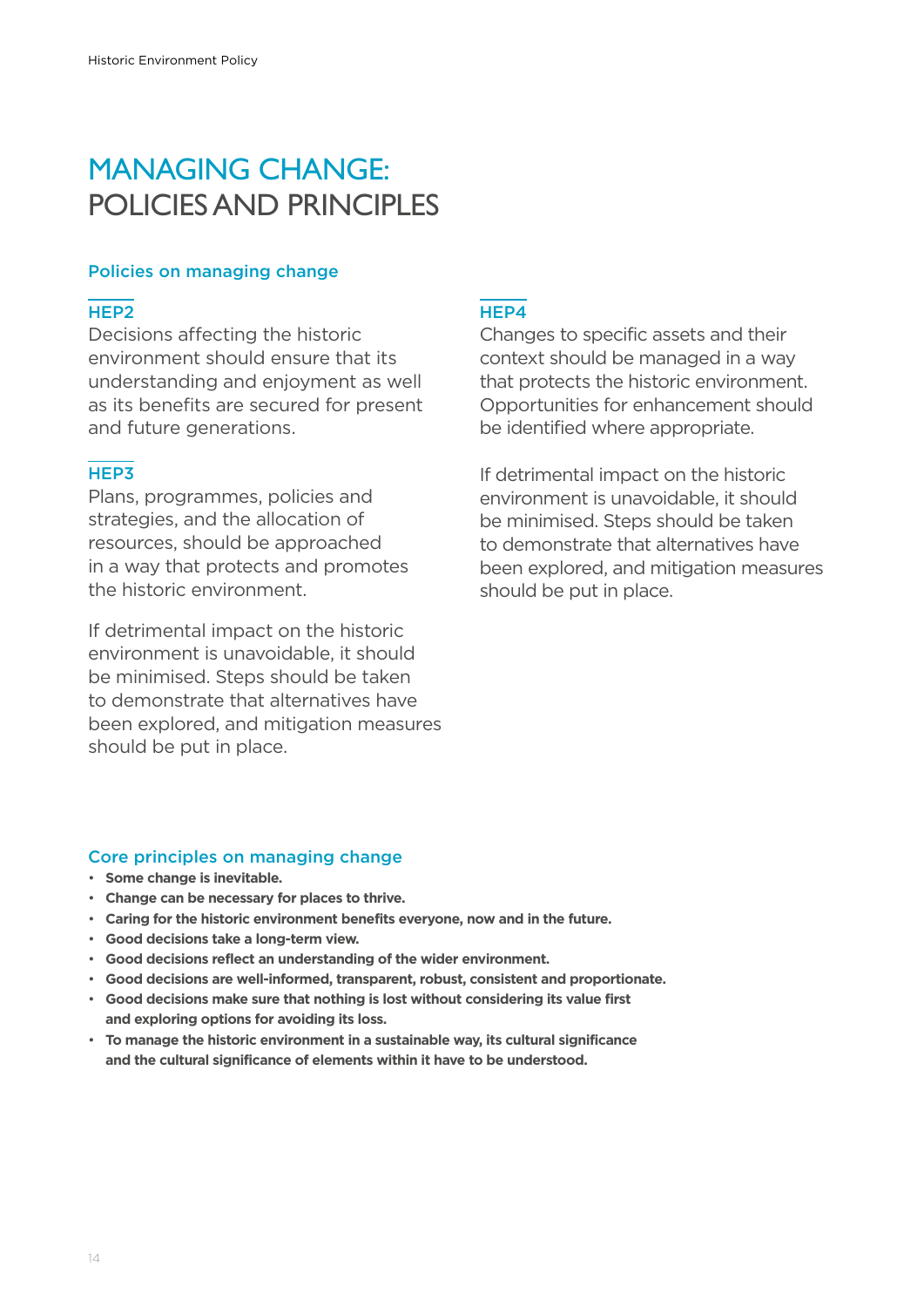# MANAGING CHANGE: POLICIES AND PRINCIPLES

## Policies on managing change

### HEP2

Decisions affecting the historic environment should ensure that its understanding and enjoyment as well as its benefits are secured for present and future generations.

### HEP3

Plans, programmes, policies and strategies, and the allocation of resources, should be approached in a way that protects and promotes the historic environment.

If detrimental impact on the historic environment is unavoidable, it should be minimised. Steps should be taken to demonstrate that alternatives have been explored, and mitigation measures should be put in place.

### HEP4

Changes to specific assets and their context should be managed in a way that protects the historic environment. Opportunities for enhancement should be identified where appropriate.

If detrimental impact on the historic environment is unavoidable, it should be minimised. Steps should be taken to demonstrate that alternatives have been explored, and mitigation measures should be put in place.

## Core principles on managing change

- **Some change is inevitable.**
- **Change can be necessary for places to thrive.**
- **Caring for the historic environment benefits everyone, now and in the future.**
- **Good decisions take a long-term view.**
- **Good decisions reflect an understanding of the wider environment.**
- **Good decisions are well-informed, transparent, robust, consistent and proportionate.**
- **Good decisions make sure that nothing is lost without considering its value first and exploring options for avoiding its loss.**
- **To manage the historic environment in a sustainable way, its cultural significance and the cultural significance of elements within it have to be understood.**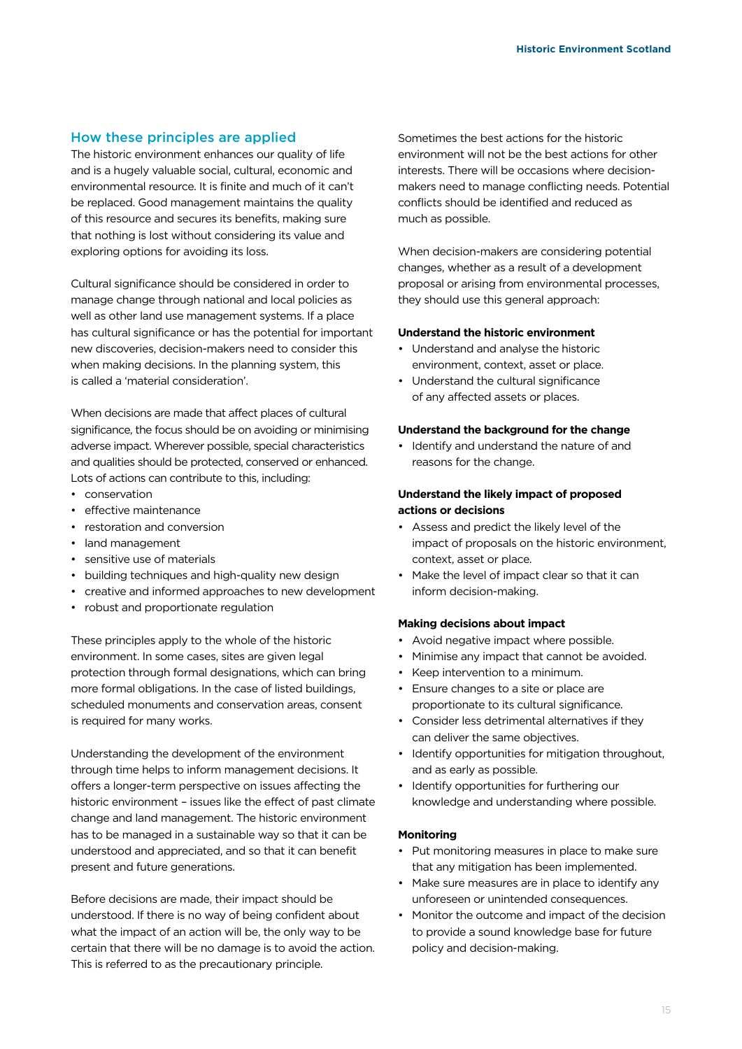## How these principles are applied

The historic environment enhances our quality of life and is a hugely valuable social, cultural, economic and environmental resource. It is finite and much of it can't be replaced. Good management maintains the quality of this resource and secures its benefits, making sure that nothing is lost without considering its value and exploring options for avoiding its loss.

Cultural significance should be considered in order to manage change through national and local policies as well as other land use management systems. If a place has cultural significance or has the potential for important new discoveries, decision-makers need to consider this when making decisions. In the planning system, this is called a 'material consideration'.

When decisions are made that affect places of cultural significance, the focus should be on avoiding or minimising adverse impact. Wherever possible, special characteristics and qualities should be protected, conserved or enhanced. Lots of actions can contribute to this, including:

- conservation
- effective maintenance
- restoration and conversion
- land management
- sensitive use of materials
- building techniques and high-quality new design
- creative and informed approaches to new development
- robust and proportionate regulation

These principles apply to the whole of the historic environment. In some cases, sites are given legal protection through formal designations, which can bring more formal obligations. In the case of listed buildings, scheduled monuments and conservation areas, consent is required for many works.

Understanding the development of the environment through time helps to inform management decisions. It offers a longer-term perspective on issues affecting the historic environment – issues like the effect of past climate change and land management. The historic environment has to be managed in a sustainable way so that it can be understood and appreciated, and so that it can benefit present and future generations.

Before decisions are made, their impact should be understood. If there is no way of being confident about what the impact of an action will be, the only way to be certain that there will be no damage is to avoid the action. This is referred to as the precautionary principle.

Sometimes the best actions for the historic environment will not be the best actions for other interests. There will be occasions where decision-makers need to manage conflicting needs. Potential conflicts should be identified and reduced as much as possible.

When decision-makers are considering potential changes, whether as a result of a development proposal or arising from environmental processes, they should use this general approach:

**Understand the historic environment**

- Understand and analyse the historic environment, context, asset or place.
- Understand the cultural significance of any affected assets or places.

**Understand the background for the change**

- Identify and understand the nature of and reasons for the change.

**Understand the likely impact of proposed actions or decisions**

- Assess and predict the likely level of the impact of proposals on the historic environment, context, asset or place.
- Make the level of impact clear so that it can inform decision-making.

**Making decisions about impact**

- Avoid negative impact where possible.
- Minimise any impact that cannot be avoided.
- Keep intervention to a minimum.
- Ensure changes to a site or place are proportionate to its cultural significance.
- Consider less detrimental alternatives if they can deliver the same objectives.
- Identify opportunities for mitigation throughout, and as early as possible.
- Identify opportunities for furthering our knowledge and understanding where possible.

**Monitoring**

- Put monitoring measures in place to make sure that any mitigation has been implemented.
- Make sure measures are in place to identify any unforeseen or unintended consequences.
- Monitor the outcome and impact of the decision to provide a sound knowledge base for future policy and decision-making.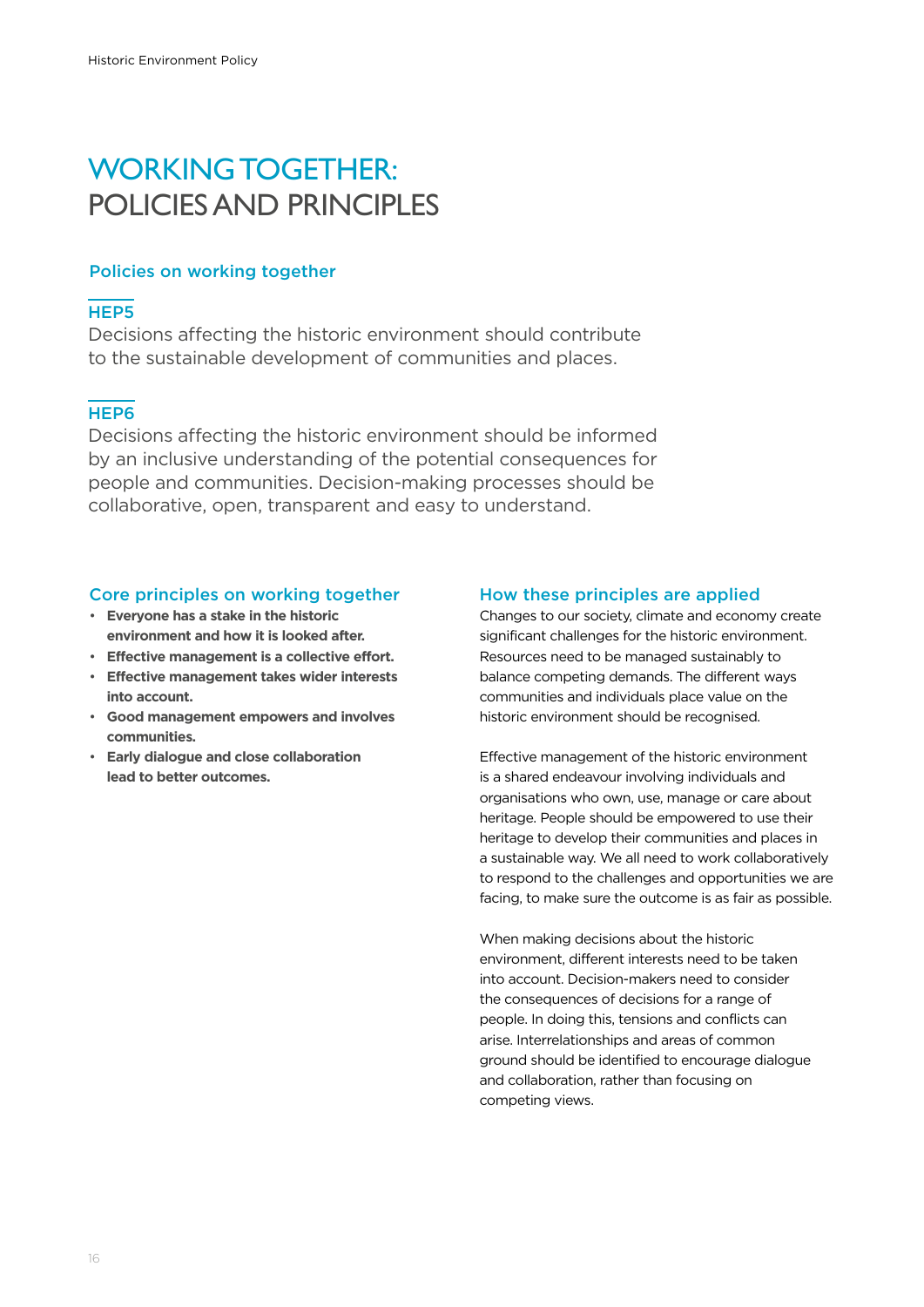# WORKING TOGETHER: POLICIES AND PRINCIPLES

## Policies on working together

### HEP5

Decisions affecting the historic environment should contribute to the sustainable development of communities and places.

### HEP6

Decisions affecting the historic environment should be informed by an inclusive understanding of the potential consequences for people and communities. Decision-making processes should be collaborative, open, transparent and easy to understand.

## Core principles on working together

- **Everyone has a stake in the historic environment and how it is looked after.**
- **Effective management is a collective effort.**
- **Effective management takes wider interests into account.**
- **Good management empowers and involves communities.**
- **Early dialogue and close collaboration lead to better outcomes.**

## How these principles are applied

Changes to our society, climate and economy create significant challenges for the historic environment. Resources need to be managed sustainably to balance competing demands. The different ways communities and individuals place value on the historic environment should be recognised.

Effective management of the historic environment is a shared endeavour involving individuals and organisations who own, use, manage or care about heritage. People should be empowered to use their heritage to develop their communities and places in a sustainable way. We all need to work collaboratively to respond to the challenges and opportunities we are facing, to make sure the outcome is as fair as possible.

When making decisions about the historic environment, different interests need to be taken into account. Decision-makers need to consider the consequences of decisions for a range of people. In doing this, tensions and conflicts can arise. Interrelationships and areas of common ground should be identified to encourage dialogue and collaboration, rather than focusing on competing views.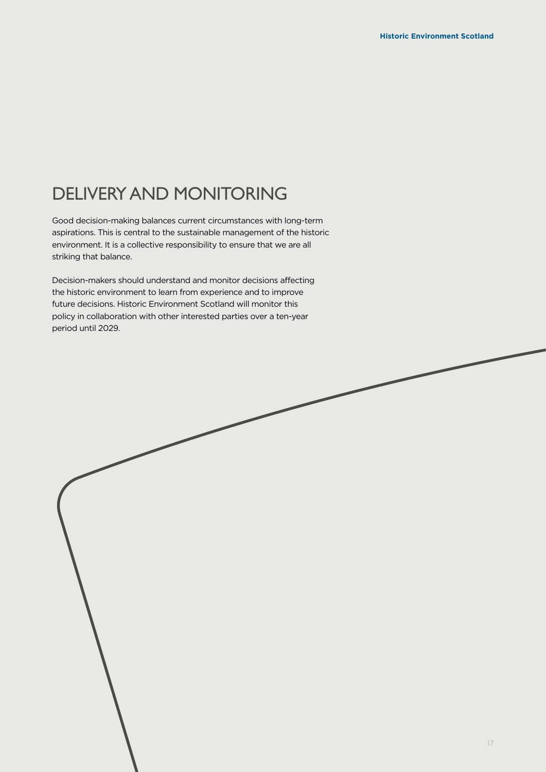# DELIVERY AND MONITORING

Good decision-making balances current circumstances with long-term aspirations. This is central to the sustainable management of the historic environment. It is a collective responsibility to ensure that we are all striking that balance.

Decision-makers should understand and monitor decisions affecting the historic environment to learn from experience and to improve future decisions. Historic Environment Scotland will monitor this policy in collaboration with other interested parties over a ten-year period until 2029.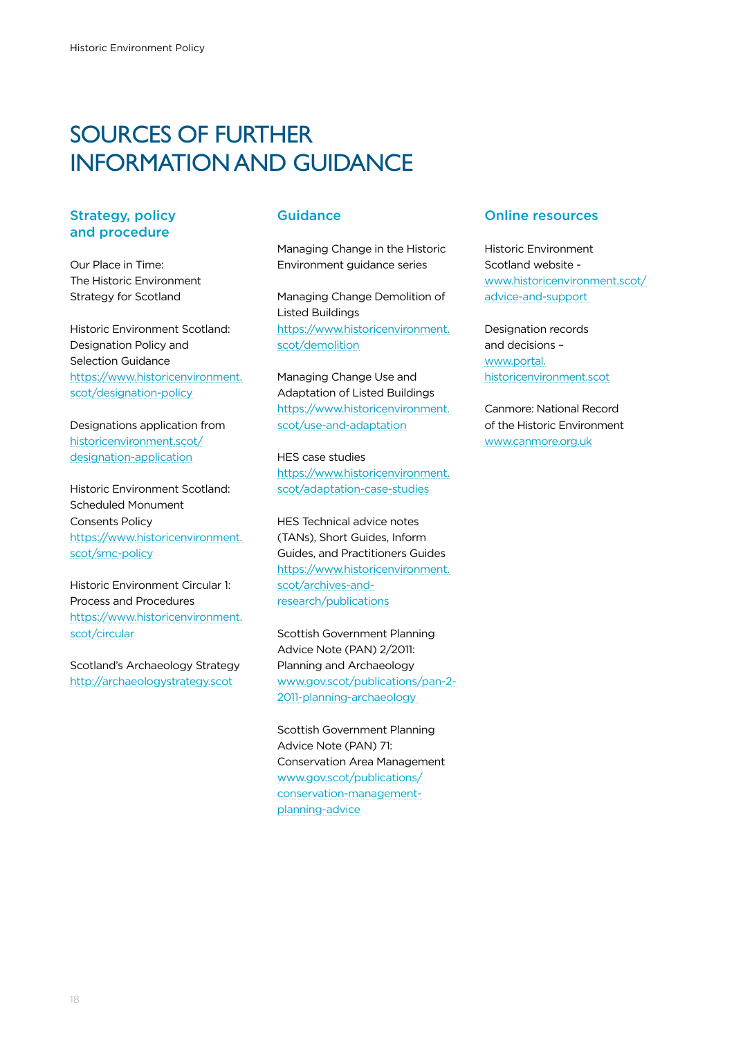# SOURCES OF FURTHER INFORMATION AND GUIDANCE

## Strategy, policy and procedure

Our Place in Time: The Historic Environment Strategy for Scotland

Historic Environment Scotland: Designation Policy and Selection Guidance
https://www.historicenvironment.scot/designation-policy

Designations application from
historicenvironment.scot/designation-application

Historic Environment Scotland: Scheduled Monument Consents Policy
https://www.historicenvironment.scot/smc-policy

Historic Environment Circular 1: Process and Procedures
https://www.historicenvironment.scot/circular

Scotland's Archaeology Strategy
http://archaeologystrategy.scot

## Guidance

Managing Change in the Historic Environment guidance series

Managing Change Demolition of Listed Buildings
https://www.historicenvironment.scot/demolition

Managing Change Use and Adaptation of Listed Buildings
https://www.historicenvironment.scot/use-and-adaptation

HES case studies
https://www.historicenvironment.scot/adaptation-case-studies

HES Technical advice notes (TANs), Short Guides, Inform Guides, and Practitioners Guides
https://www.historicenvironment.scot/archives-and-research/publications

Scottish Government Planning Advice Note (PAN) 2/2011: Planning and Archaeology
www.gov.scot/publications/pan-2-2011-planning-archaeology

Scottish Government Planning Advice Note (PAN) 71: Conservation Area Management
www.gov.scot/publications/conservation-management-planning-advice

## Online resources

Historic Environment Scotland website -
www.historicenvironment.scot/advice-and-support

Designation records and decisions –
www.portal.historicenvironment.scot

Canmore: National Record of the Historic Environment
www.canmore.org.uk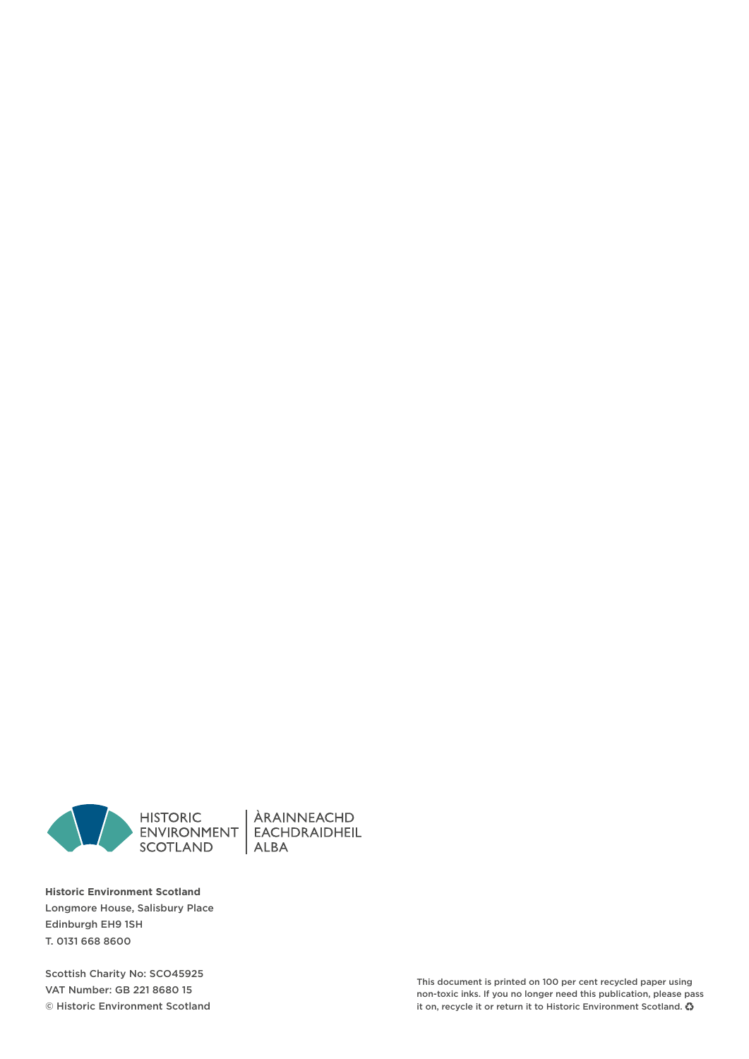HISTORIC ENVIRONMENT SCOTLAND | ÀRAINNEACHD EACHDRAIDHEIL ALBA

**Historic Environment Scotland**
Longmore House, Salisbury Place
Edinburgh EH9 1SH
T. 0131 668 8600

Scottish Charity No: SCO45925
VAT Number: GB 221 8680 15
© Historic Environment Scotland

This document is printed on 100 per cent recycled paper using non-toxic inks. If you no longer need this publication, please pass it on, recycle it or return it to Historic Environment Scotland. ♻